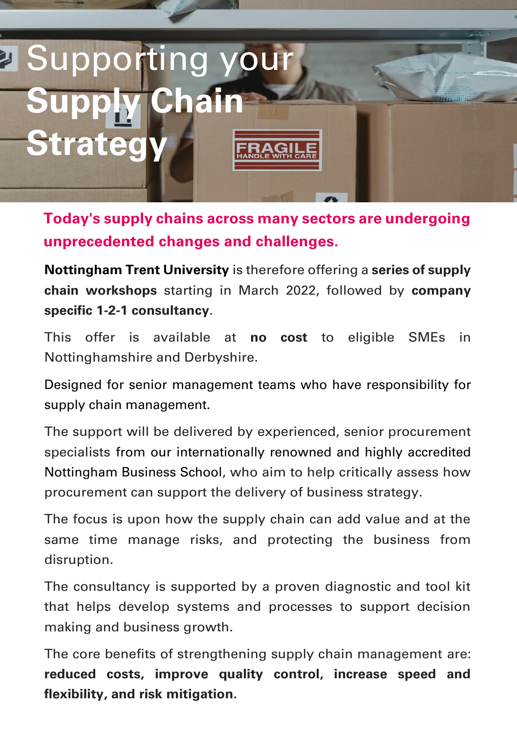# Supporting your **Supply Chain Strategy**

**Today's supply chains across many sectors are undergoing unprecedented changes and challenges.**

**Nottingham Trent University** is therefore offering a **series of supply chain workshops** starting in March 2022, followed by **company specific 1-2-1 consultancy**.

This offer is available at **no cost** to eligible SMEs in Nottinghamshire and Derbyshire.

Designed for senior management teams who have responsibility for supply chain management.

The support will be delivered by experienced, senior procurement specialists from our internationally renowned and highly accredited Nottingham Business School, who aim to help critically assess how procurement can support the delivery of business strategy.

The focus is upon how the supply chain can add value and at the same time manage risks, and protecting the business from disruption.

The consultancy is supported by a proven diagnostic and tool kit that helps develop systems and processes to support decision making and business growth.

The core benefits of strengthening supply chain management are: **reduced costs, improve quality control, increase speed and flexibility, and risk mitigation.**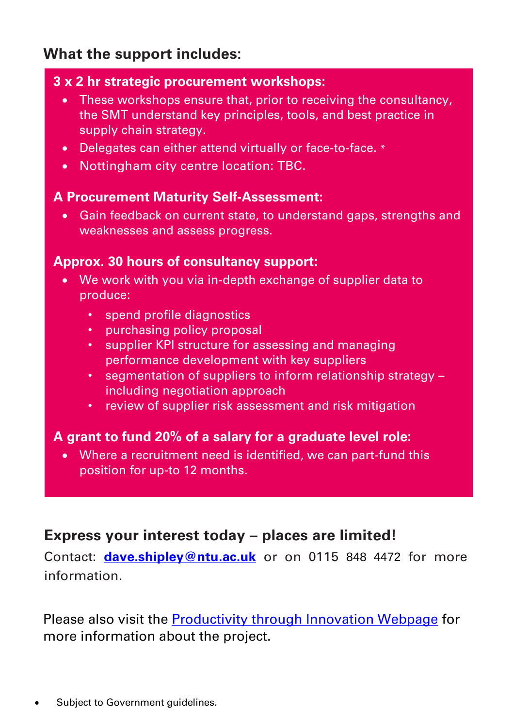## What the support includes:

**3 x 2 hr strategic procurement workshops:**

- These workshops ensure that, prior to receiving the consultancy, the SMT understand key principles, tools, and best practice in supply chain strategy.
- Delegates can either attend virtually or face-to-face. *
- Nottingham city centre location: TBC.

**A Procurement Maturity Self-Assessment:**

- Gain feedback on current state, to understand gaps, strengths and weaknesses and assess progress.

**Approx. 30 hours of consultancy support:**

- We work with you via in-depth exchange of supplier data to produce:
  - spend profile diagnostics
  - purchasing policy proposal
  - supplier KPI structure for assessing and managing performance development with key suppliers
  - segmentation of suppliers to inform relationship strategy – including negotiation approach
  - review of supplier risk assessment and risk mitigation

**A grant to fund 20% of a salary for a graduate level role:**

- Where a recruitment need is identified, we can part-fund this position for up-to 12 months.

### Express your interest today – places are limited!

Contact: **dave.shipley@ntu.ac.uk** or on 0115 848 4472 for more information.

Please also visit the Productivity through Innovation Webpage for more information about the project.

- Subject to Government guidelines.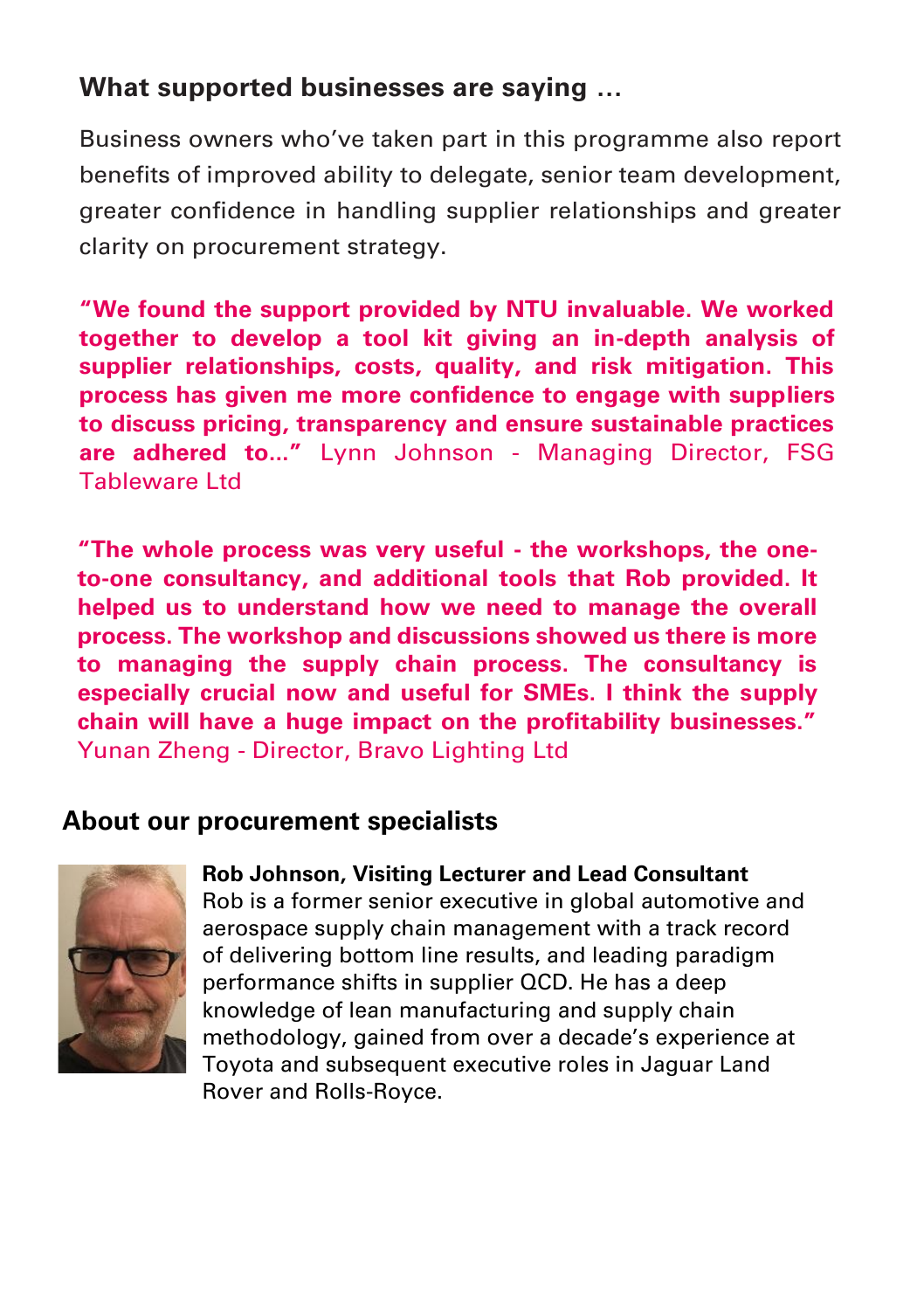## What supported businesses are saying ...

Business owners who've taken part in this programme also report benefits of improved ability to delegate, senior team development, greater confidence in handling supplier relationships and greater clarity on procurement strategy.

**"We found the support provided by NTU invaluable. We worked together to develop a tool kit giving an in-depth analysis of supplier relationships, costs, quality, and risk mitigation. This process has given me more confidence to engage with suppliers to discuss pricing, transparency and ensure sustainable practices are adhered to..."** Lynn Johnson - Managing Director, FSG Tableware Ltd

**"The whole process was very useful - the workshops, the one-to-one consultancy, and additional tools that Rob provided. It helped us to understand how we need to manage the overall process. The workshop and discussions showed us there is more to managing the supply chain process. The consultancy is especially crucial now and useful for SMEs. I think the supply chain will have a huge impact on the profitability businesses."** Yunan Zheng - Director, Bravo Lighting Ltd

## About our procurement specialists

**Rob Johnson, Visiting Lecturer and Lead Consultant**
Rob is a former senior executive in global automotive and aerospace supply chain management with a track record of delivering bottom line results, and leading paradigm performance shifts in supplier QCD. He has a deep knowledge of lean manufacturing and supply chain methodology, gained from over a decade's experience at Toyota and subsequent executive roles in Jaguar Land Rover and Rolls-Royce.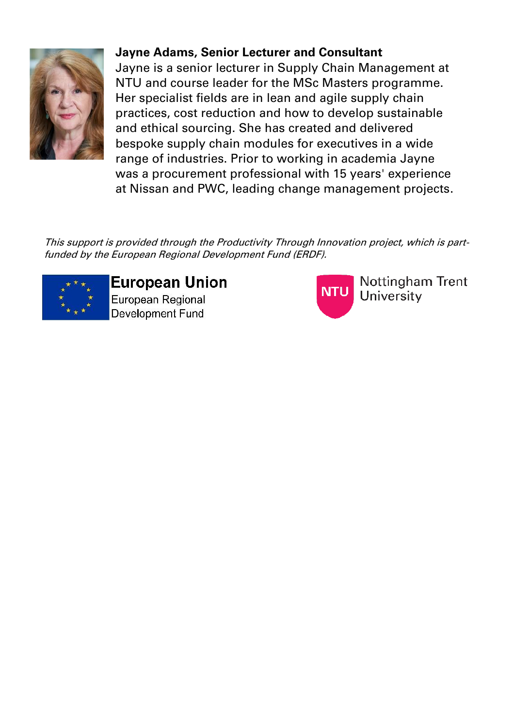**Jayne Adams, Senior Lecturer and Consultant**

Jayne is a senior lecturer in Supply Chain Management at NTU and course leader for the MSc Masters programme. Her specialist fields are in lean and agile supply chain practices, cost reduction and how to develop sustainable and ethical sourcing. She has created and delivered bespoke supply chain modules for executives in a wide range of industries. Prior to working in academia Jayne was a procurement professional with 15 years' experience at Nissan and PWC, leading change management projects.

*This support is provided through the Productivity Through Innovation project, which is part-funded by the European Regional Development Fund (ERDF).*

European Union
European Regional Development Fund

NTU Nottingham Trent University